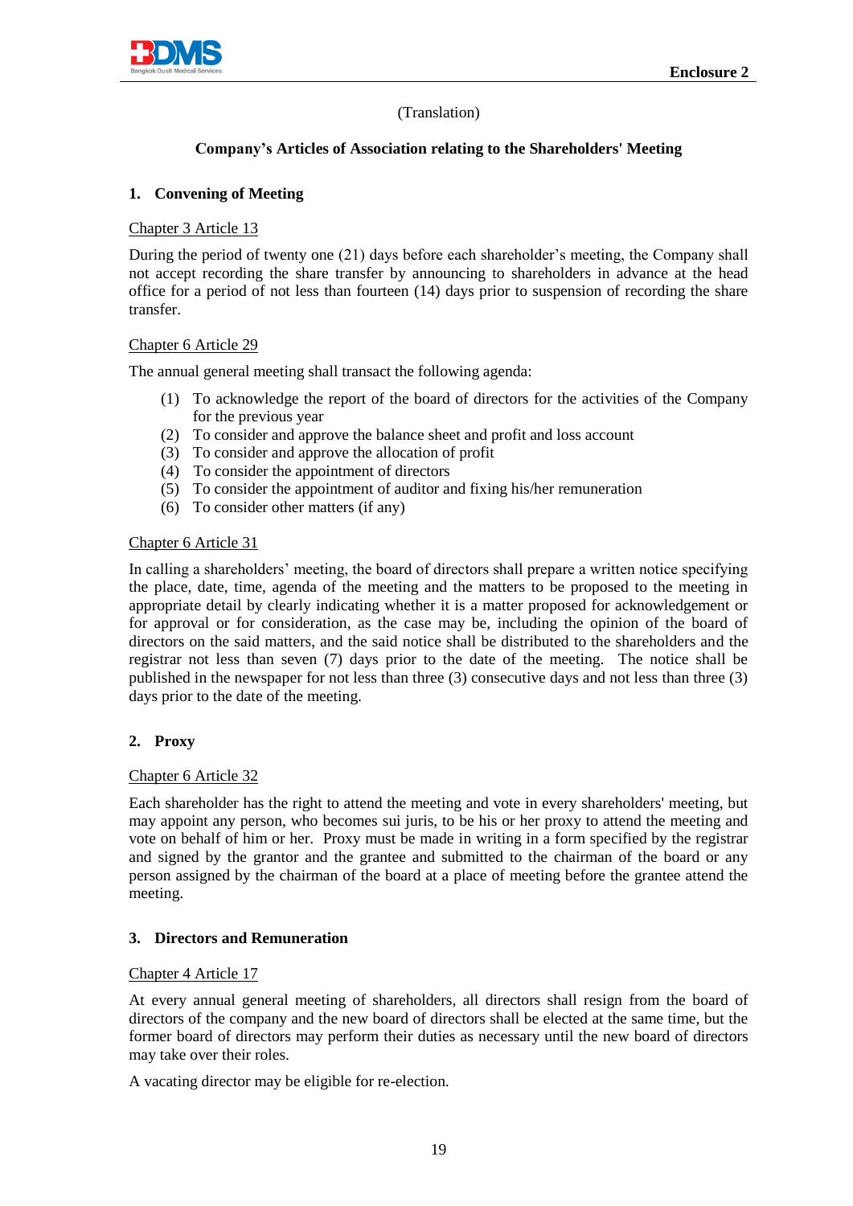(Translation)

## Company's Articles of Association relating to the Shareholders' Meeting

### 1. Convening of Meeting

Chapter 3 Article 13

During the period of twenty one (21) days before each shareholder's meeting, the Company shall not accept recording the share transfer by announcing to shareholders in advance at the head office for a period of not less than fourteen (14) days prior to suspension of recording the share transfer.

Chapter 6 Article 29

The annual general meeting shall transact the following agenda:

(1) To acknowledge the report of the board of directors for the activities of the Company for the previous year
(2) To consider and approve the balance sheet and profit and loss account
(3) To consider and approve the allocation of profit
(4) To consider the appointment of directors
(5) To consider the appointment of auditor and fixing his/her remuneration
(6) To consider other matters (if any)

Chapter 6 Article 31

In calling a shareholders' meeting, the board of directors shall prepare a written notice specifying the place, date, time, agenda of the meeting and the matters to be proposed to the meeting in appropriate detail by clearly indicating whether it is a matter proposed for acknowledgement or for approval or for consideration, as the case may be, including the opinion of the board of directors on the said matters, and the said notice shall be distributed to the shareholders and the registrar not less than seven (7) days prior to the date of the meeting. The notice shall be published in the newspaper for not less than three (3) consecutive days and not less than three (3) days prior to the date of the meeting.

### 2. Proxy

Chapter 6 Article 32

Each shareholder has the right to attend the meeting and vote in every shareholders' meeting, but may appoint any person, who becomes sui juris, to be his or her proxy to attend the meeting and vote on behalf of him or her. Proxy must be made in writing in a form specified by the registrar and signed by the grantor and the grantee and submitted to the chairman of the board or any person assigned by the chairman of the board at a place of meeting before the grantee attend the meeting.

### 3. Directors and Remuneration

Chapter 4 Article 17

At every annual general meeting of shareholders, all directors shall resign from the board of directors of the company and the new board of directors shall be elected at the same time, but the former board of directors may perform their duties as necessary until the new board of directors may take over their roles.

A vacating director may be eligible for re-election.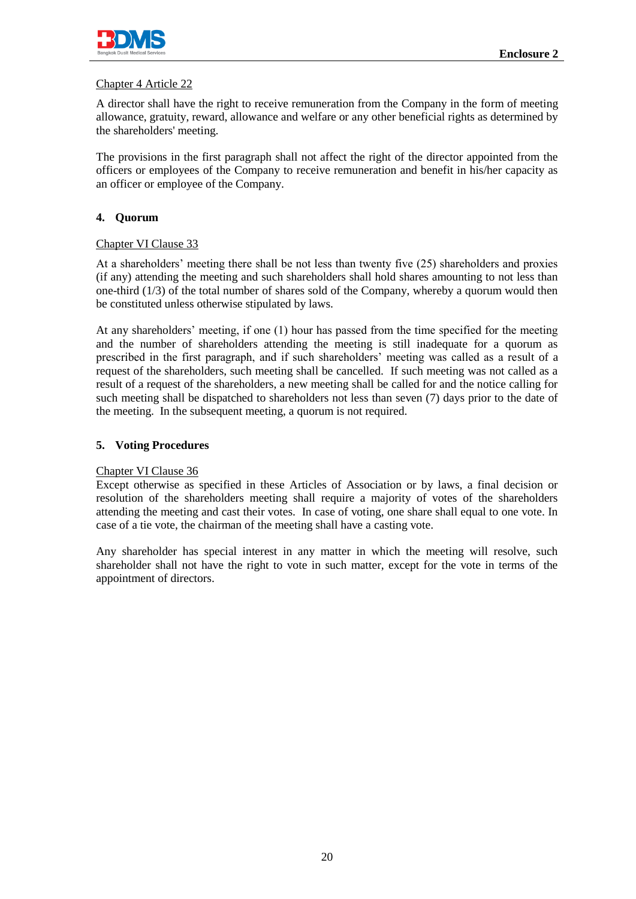Chapter 4 Article 22

A director shall have the right to receive remuneration from the Company in the form of meeting allowance, gratuity, reward, allowance and welfare or any other beneficial rights as determined by the shareholders' meeting.

The provisions in the first paragraph shall not affect the right of the director appointed from the officers or employees of the Company to receive remuneration and benefit in his/her capacity as an officer or employee of the Company.

## 4. Quorum

Chapter VI Clause 33

At a shareholders' meeting there shall be not less than twenty five (25) shareholders and proxies (if any) attending the meeting and such shareholders shall hold shares amounting to not less than one-third (1/3) of the total number of shares sold of the Company, whereby a quorum would then be constituted unless otherwise stipulated by laws.

At any shareholders' meeting, if one (1) hour has passed from the time specified for the meeting and the number of shareholders attending the meeting is still inadequate for a quorum as prescribed in the first paragraph, and if such shareholders' meeting was called as a result of a request of the shareholders, such meeting shall be cancelled. If such meeting was not called as a result of a request of the shareholders, a new meeting shall be called for and the notice calling for such meeting shall be dispatched to shareholders not less than seven (7) days prior to the date of the meeting. In the subsequent meeting, a quorum is not required.

## 5. Voting Procedures

Chapter VI Clause 36

Except otherwise as specified in these Articles of Association or by laws, a final decision or resolution of the shareholders meeting shall require a majority of votes of the shareholders attending the meeting and cast their votes. In case of voting, one share shall equal to one vote. In case of a tie vote, the chairman of the meeting shall have a casting vote.

Any shareholder has special interest in any matter in which the meeting will resolve, such shareholder shall not have the right to vote in such matter, except for the vote in terms of the appointment of directors.